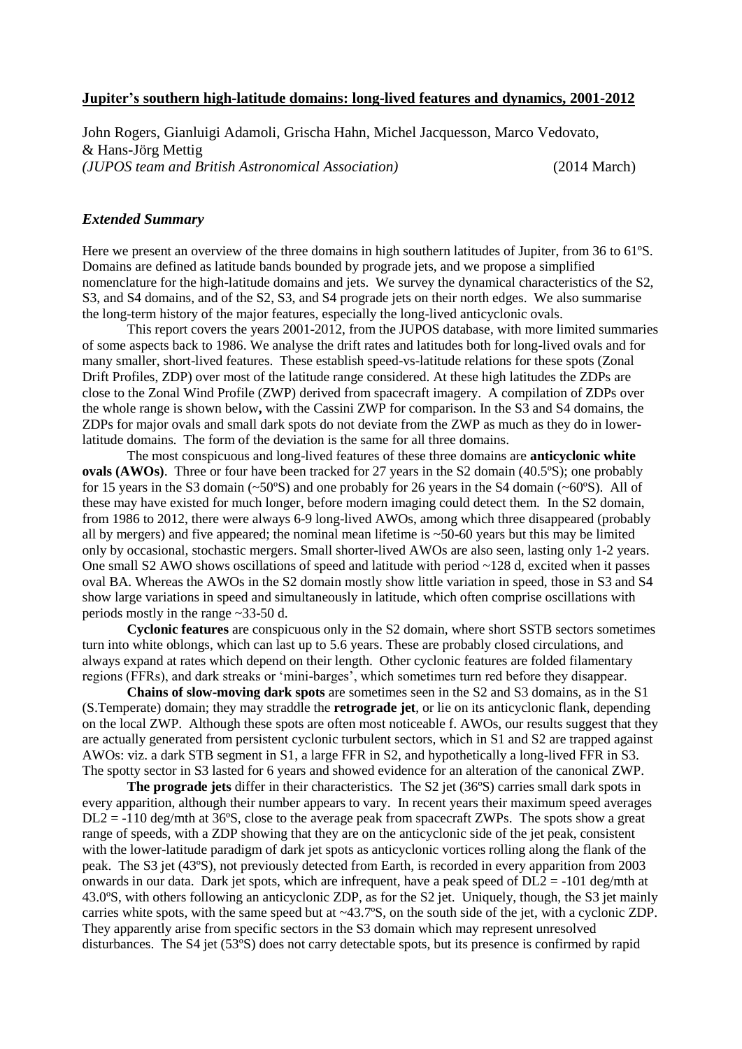**Jupiter's southern high-latitude domains: long-lived features and dynamics, 2001-2012**

John Rogers, Gianluigi Adamoli, Grischa Hahn, Michel Jacquesson, Marco Vedovato, & Hans-Jörg Mettig
*(JUPOS team and British Astronomical Association)* (2014 March)

## *Extended Summary*

Here we present an overview of the three domains in high southern latitudes of Jupiter, from 36 to 61ºS. Domains are defined as latitude bands bounded by prograde jets, and we propose a simplified nomenclature for the high-latitude domains and jets. We survey the dynamical characteristics of the S2, S3, and S4 domains, and of the S2, S3, and S4 prograde jets on their north edges. We also summarise the long-term history of the major features, especially the long-lived anticyclonic ovals.

This report covers the years 2001-2012, from the JUPOS database, with more limited summaries of some aspects back to 1986. We analyse the drift rates and latitudes both for long-lived ovals and for many smaller, short-lived features. These establish speed-vs-latitude relations for these spots (Zonal Drift Profiles, ZDP) over most of the latitude range considered. At these high latitudes the ZDPs are close to the Zonal Wind Profile (ZWP) derived from spacecraft imagery. A compilation of ZDPs over the whole range is shown below**,** with the Cassini ZWP for comparison. In the S3 and S4 domains, the ZDPs for major ovals and small dark spots do not deviate from the ZWP as much as they do in lower-latitude domains. The form of the deviation is the same for all three domains.

The most conspicuous and long-lived features of these three domains are **anticyclonic white ovals (AWOs)**. Three or four have been tracked for 27 years in the S2 domain (40.5ºS); one probably for 15 years in the S3 domain (~50ºS) and one probably for 26 years in the S4 domain (~60ºS). All of these may have existed for much longer, before modern imaging could detect them. In the S2 domain, from 1986 to 2012, there were always 6-9 long-lived AWOs, among which three disappeared (probably all by mergers) and five appeared; the nominal mean lifetime is ~50-60 years but this may be limited only by occasional, stochastic mergers. Small shorter-lived AWOs are also seen, lasting only 1-2 years. One small S2 AWO shows oscillations of speed and latitude with period ~128 d, excited when it passes oval BA. Whereas the AWOs in the S2 domain mostly show little variation in speed, those in S3 and S4 show large variations in speed and simultaneously in latitude, which often comprise oscillations with periods mostly in the range ~33-50 d.

**Cyclonic features** are conspicuous only in the S2 domain, where short SSTB sectors sometimes turn into white oblongs, which can last up to 5.6 years. These are probably closed circulations, and always expand at rates which depend on their length. Other cyclonic features are folded filamentary regions (FFRs), and dark streaks or 'mini-barges', which sometimes turn red before they disappear.

**Chains of slow-moving dark spots** are sometimes seen in the S2 and S3 domains, as in the S1 (S.Temperate) domain; they may straddle the **retrograde jet**, or lie on its anticyclonic flank, depending on the local ZWP. Although these spots are often most noticeable f. AWOs, our results suggest that they are actually generated from persistent cyclonic turbulent sectors, which in S1 and S2 are trapped against AWOs: viz. a dark STB segment in S1, a large FFR in S2, and hypothetically a long-lived FFR in S3. The spotty sector in S3 lasted for 6 years and showed evidence for an alteration of the canonical ZWP.

**The prograde jets** differ in their characteristics. The S2 jet (36ºS) carries small dark spots in every apparition, although their number appears to vary. In recent years their maximum speed averages DL2 = -110 deg/mth at 36ºS, close to the average peak from spacecraft ZWPs. The spots show a great range of speeds, with a ZDP showing that they are on the anticyclonic side of the jet peak, consistent with the lower-latitude paradigm of dark jet spots as anticyclonic vortices rolling along the flank of the peak. The S3 jet (43ºS), not previously detected from Earth, is recorded in every apparition from 2003 onwards in our data. Dark jet spots, which are infrequent, have a peak speed of DL2 = -101 deg/mth at 43.0ºS, with others following an anticyclonic ZDP, as for the S2 jet. Uniquely, though, the S3 jet mainly carries white spots, with the same speed but at ~43.7ºS, on the south side of the jet, with a cyclonic ZDP. They apparently arise from specific sectors in the S3 domain which may represent unresolved disturbances. The S4 jet (53ºS) does not carry detectable spots, but its presence is confirmed by rapid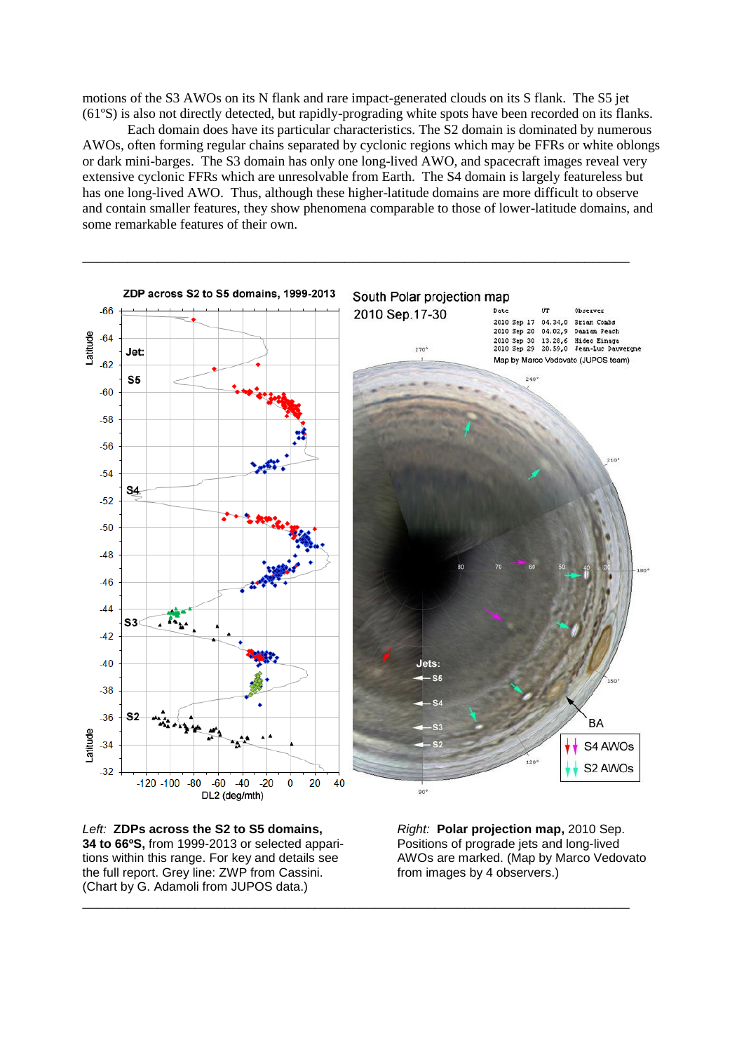motions of the S3 AWOs on its N flank and rare impact-generated clouds on its S flank. The S5 jet (61ºS) is also not directly detected, but rapidly-prograding white spots have been recorded on its flanks.

Each domain does have its particular characteristics. The S2 domain is dominated by numerous AWOs, often forming regular chains separated by cyclonic regions which may be FFRs or white oblongs or dark mini-barges. The S3 domain has only one long-lived AWO, and spacecraft images reveal very extensive cyclonic FFRs which are unresolvable from Earth. The S4 domain is largely featureless but has one long-lived AWO. Thus, although these higher-latitude domains are more difficult to observe and contain smaller features, they show phenomena comparable to those of lower-latitude domains, and some remarkable features of their own.

---

ZDP across S2 to S5 domains, 1999-2013

Latitude

Jet:

S5

S4

S3

S2

-66
-64
-62
-60
-58
-56
-54
-52
-50
-48
-46
-44
-42
-40
-38
-36
-34
-32

-120 -100 -80 -60 -40 -20 0 20 40

DL2 (deg/mth)

South Polar projection map

2010 Sep.17-30

Date UT Observer
2010 Sep 17 04.34,0 Brian Combs
2010 Sep 20 04.02,9 Damian Peach
2010 Sep 30 13.28,6 Hideo Einaga
2010 Sep 29 20.59,0 Jean-Luc Dauvergne

Map by Marco Vedovato (JUPOS team)

270° 240° 210° 180° 150° 120° 90°

80 70 60 50 40 30

Jets:
S5
S4
S3
S2

BA

S4 AWOs

S2 AWOs

*Left:* **ZDPs across the S2 to S5 domains, 34 to 66ºS,** from 1999-2013 or selected apparitions within this range. For key and details see the full report. Grey line: ZWP from Cassini. (Chart by G. Adamoli from JUPOS data.)

*Right:* **Polar projection map,** 2010 Sep. Positions of prograde jets and long-lived AWOs are marked. (Map by Marco Vedovato from images by 4 observers.)

---